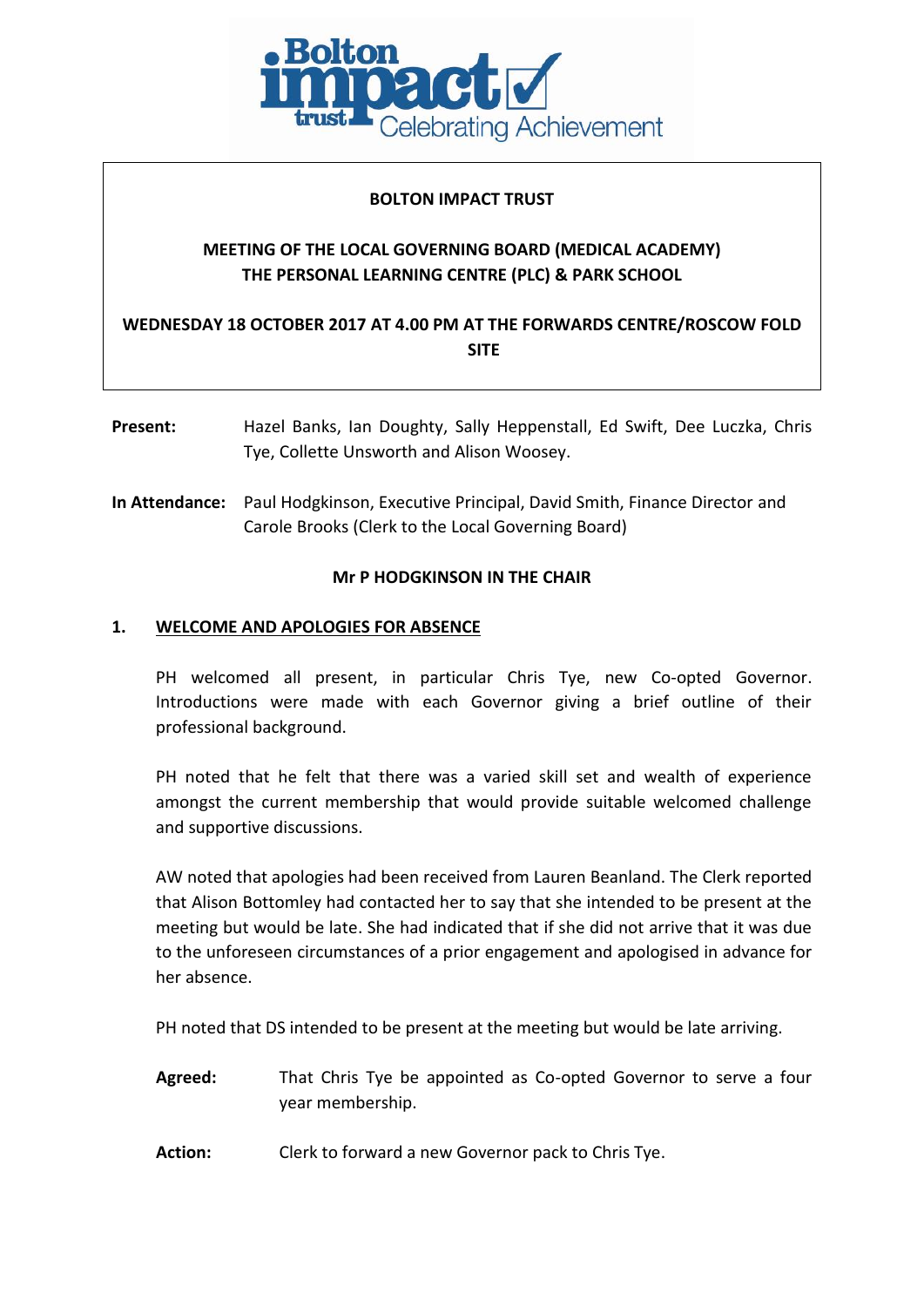**BOLTON IMPACT TRUST**

**MEETING OF THE LOCAL GOVERNING BOARD (MEDICAL ACADEMY) THE PERSONAL LEARNING CENTRE (PLC) & PARK SCHOOL**

**WEDNESDAY 18 OCTOBER 2017 AT 4.00 PM AT THE FORWARDS CENTRE/ROSCOW FOLD SITE**

**Present:** Hazel Banks, Ian Doughty, Sally Heppenstall, Ed Swift, Dee Luczka, Chris Tye, Collette Unsworth and Alison Woosey.

**In Attendance:** Paul Hodgkinson, Executive Principal, David Smith, Finance Director and Carole Brooks (Clerk to the Local Governing Board)

**Mr P HODGKINSON IN THE CHAIR**

## 1. WELCOME AND APOLOGIES FOR ABSENCE

PH welcomed all present, in particular Chris Tye, new Co-opted Governor. Introductions were made with each Governor giving a brief outline of their professional background.

PH noted that he felt that there was a varied skill set and wealth of experience amongst the current membership that would provide suitable welcomed challenge and supportive discussions.

AW noted that apologies had been received from Lauren Beanland. The Clerk reported that Alison Bottomley had contacted her to say that she intended to be present at the meeting but would be late. She had indicated that if she did not arrive that it was due to the unforeseen circumstances of a prior engagement and apologised in advance for her absence.

PH noted that DS intended to be present at the meeting but would be late arriving.

**Agreed:** That Chris Tye be appointed as Co-opted Governor to serve a four year membership.

**Action:** Clerk to forward a new Governor pack to Chris Tye.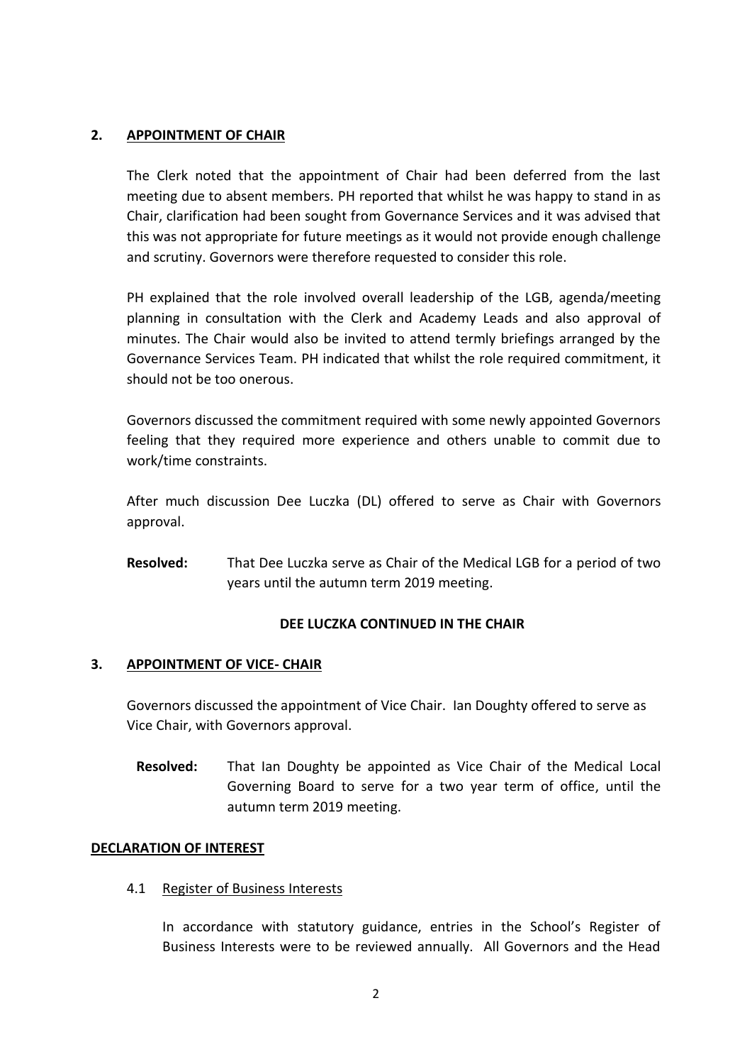## 2. APPOINTMENT OF CHAIR

The Clerk noted that the appointment of Chair had been deferred from the last meeting due to absent members. PH reported that whilst he was happy to stand in as Chair, clarification had been sought from Governance Services and it was advised that this was not appropriate for future meetings as it would not provide enough challenge and scrutiny. Governors were therefore requested to consider this role.

PH explained that the role involved overall leadership of the LGB, agenda/meeting planning in consultation with the Clerk and Academy Leads and also approval of minutes. The Chair would also be invited to attend termly briefings arranged by the Governance Services Team. PH indicated that whilst the role required commitment, it should not be too onerous.

Governors discussed the commitment required with some newly appointed Governors feeling that they required more experience and others unable to commit due to work/time constraints.

After much discussion Dee Luczka (DL) offered to serve as Chair with Governors approval.

**Resolved:** That Dee Luczka serve as Chair of the Medical LGB for a period of two years until the autumn term 2019 meeting.

**DEE LUCZKA CONTINUED IN THE CHAIR**

## 3. APPOINTMENT OF VICE- CHAIR

Governors discussed the appointment of Vice Chair. Ian Doughty offered to serve as Vice Chair, with Governors approval.

**Resolved:** That Ian Doughty be appointed as Vice Chair of the Medical Local Governing Board to serve for a two year term of office, until the autumn term 2019 meeting.

## DECLARATION OF INTEREST

4.1 Register of Business Interests

In accordance with statutory guidance, entries in the School's Register of Business Interests were to be reviewed annually. All Governors and the Head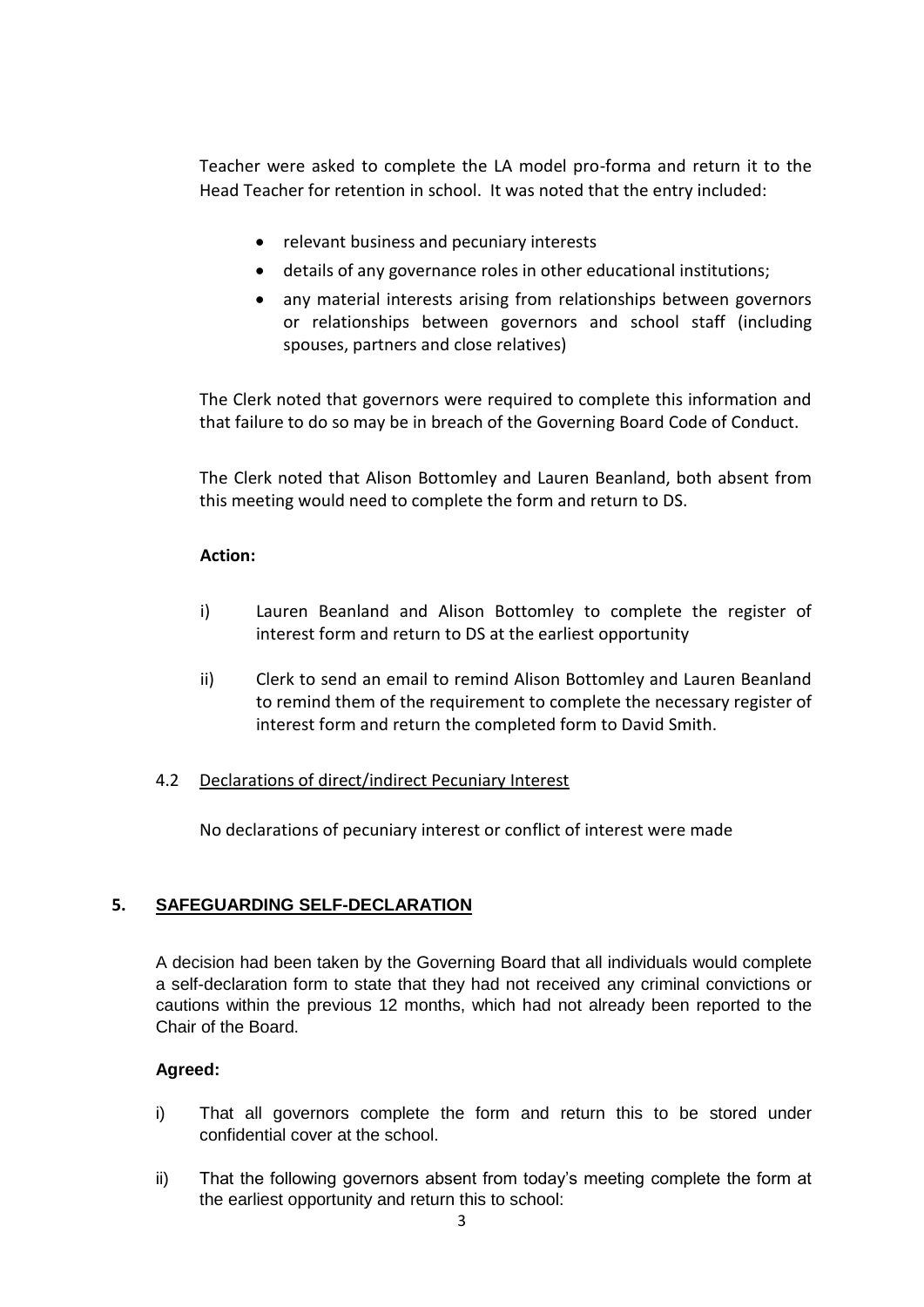Teacher were asked to complete the LA model pro-forma and return it to the Head Teacher for retention in school. It was noted that the entry included:

- relevant business and pecuniary interests
- details of any governance roles in other educational institutions;
- any material interests arising from relationships between governors or relationships between governors and school staff (including spouses, partners and close relatives)

The Clerk noted that governors were required to complete this information and that failure to do so may be in breach of the Governing Board Code of Conduct.

The Clerk noted that Alison Bottomley and Lauren Beanland, both absent from this meeting would need to complete the form and return to DS.

**Action:**

i) Lauren Beanland and Alison Bottomley to complete the register of interest form and return to DS at the earliest opportunity

ii) Clerk to send an email to remind Alison Bottomley and Lauren Beanland to remind them of the requirement to complete the necessary register of interest form and return the completed form to David Smith.

4.2 Declarations of direct/indirect Pecuniary Interest

No declarations of pecuniary interest or conflict of interest were made

## 5. SAFEGUARDING SELF-DECLARATION

A decision had been taken by the Governing Board that all individuals would complete a self-declaration form to state that they had not received any criminal convictions or cautions within the previous 12 months, which had not already been reported to the Chair of the Board.

**Agreed:**

i) That all governors complete the form and return this to be stored under confidential cover at the school.

ii) That the following governors absent from today's meeting complete the form at the earliest opportunity and return this to school: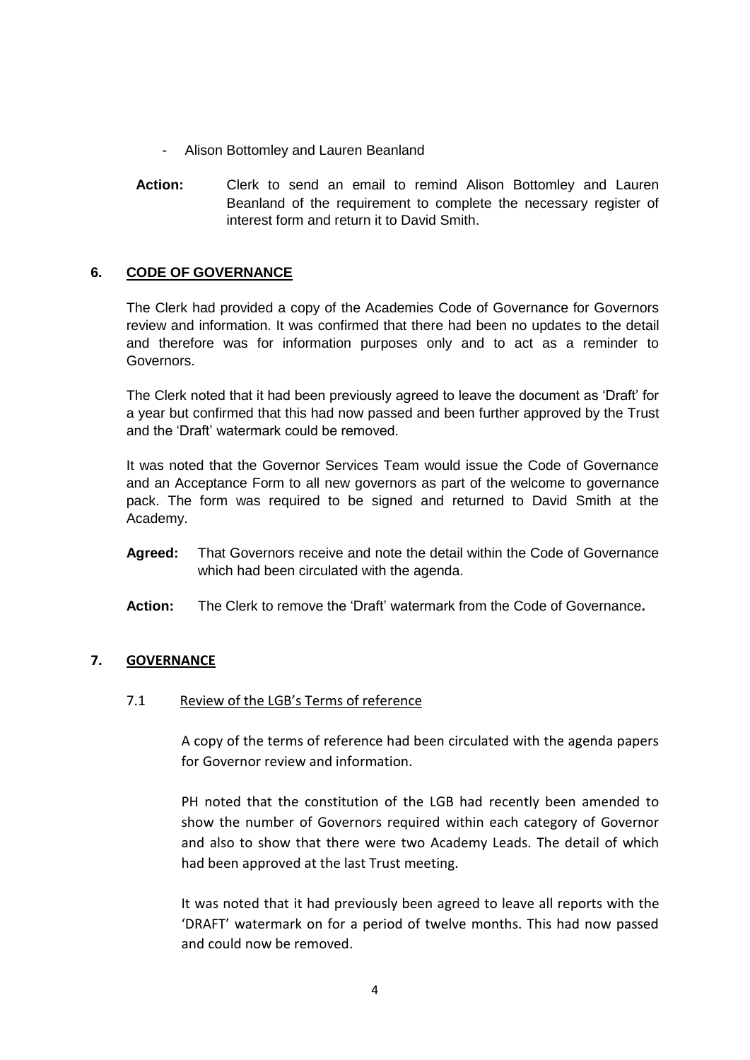- Alison Bottomley and Lauren Beanland

**Action:** Clerk to send an email to remind Alison Bottomley and Lauren Beanland of the requirement to complete the necessary register of interest form and return it to David Smith.

## 6. CODE OF GOVERNANCE

The Clerk had provided a copy of the Academies Code of Governance for Governors review and information. It was confirmed that there had been no updates to the detail and therefore was for information purposes only and to act as a reminder to Governors.

The Clerk noted that it had been previously agreed to leave the document as 'Draft' for a year but confirmed that this had now passed and been further approved by the Trust and the 'Draft' watermark could be removed.

It was noted that the Governor Services Team would issue the Code of Governance and an Acceptance Form to all new governors as part of the welcome to governance pack. The form was required to be signed and returned to David Smith at the Academy.

**Agreed:** That Governors receive and note the detail within the Code of Governance which had been circulated with the agenda.

**Action:** The Clerk to remove the 'Draft' watermark from the Code of Governance**.**

## 7. GOVERNANCE

### 7.1 Review of the LGB's Terms of reference

A copy of the terms of reference had been circulated with the agenda papers for Governor review and information.

PH noted that the constitution of the LGB had recently been amended to show the number of Governors required within each category of Governor and also to show that there were two Academy Leads. The detail of which had been approved at the last Trust meeting.

It was noted that it had previously been agreed to leave all reports with the 'DRAFT' watermark on for a period of twelve months. This had now passed and could now be removed.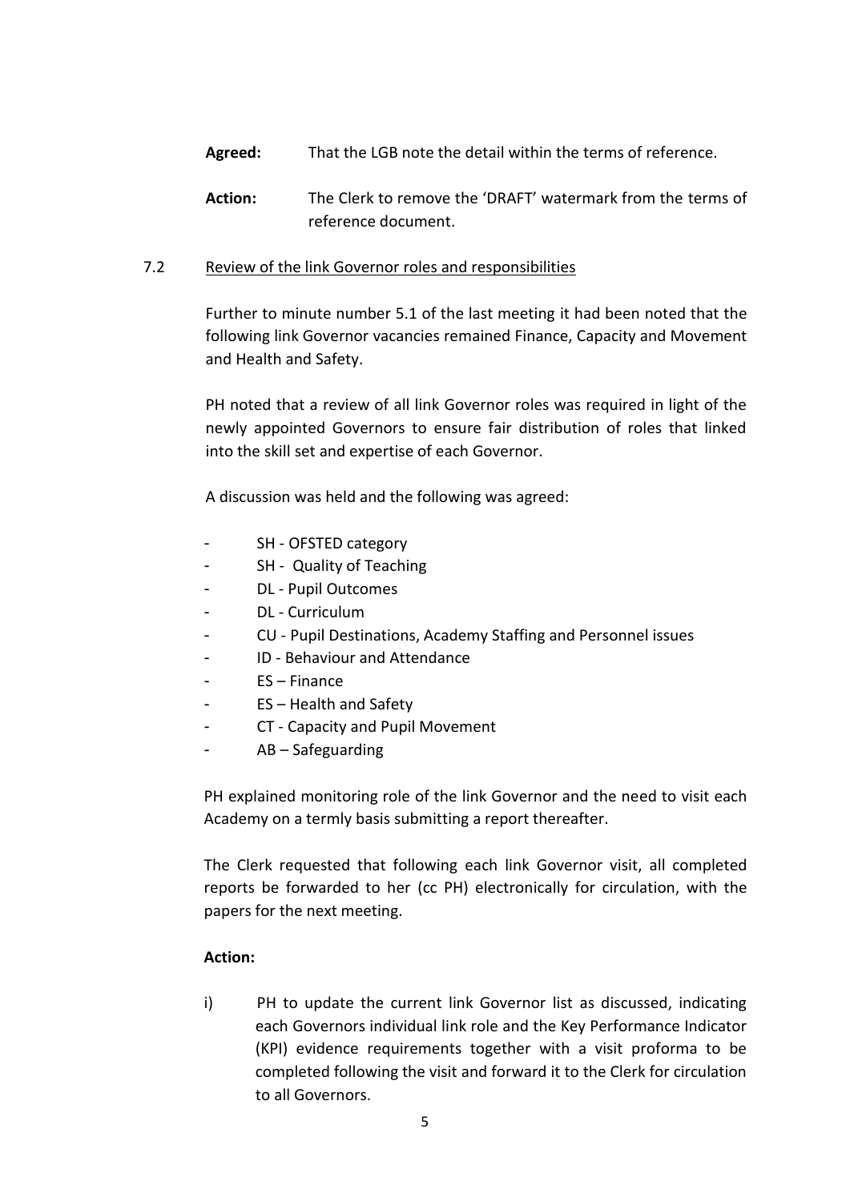**Agreed:** That the LGB note the detail within the terms of reference.

**Action:** The Clerk to remove the 'DRAFT' watermark from the terms of reference document.

7.2 Review of the link Governor roles and responsibilities

Further to minute number 5.1 of the last meeting it had been noted that the following link Governor vacancies remained Finance, Capacity and Movement and Health and Safety.

PH noted that a review of all link Governor roles was required in light of the newly appointed Governors to ensure fair distribution of roles that linked into the skill set and expertise of each Governor.

A discussion was held and the following was agreed:

- SH - OFSTED category
- SH - Quality of Teaching
- DL - Pupil Outcomes
- DL - Curriculum
- CU - Pupil Destinations, Academy Staffing and Personnel issues
- ID - Behaviour and Attendance
- ES – Finance
- ES – Health and Safety
- CT - Capacity and Pupil Movement
- AB – Safeguarding

PH explained monitoring role of the link Governor and the need to visit each Academy on a termly basis submitting a report thereafter.

The Clerk requested that following each link Governor visit, all completed reports be forwarded to her (cc PH) electronically for circulation, with the papers for the next meeting.

**Action:**

i) PH to update the current link Governor list as discussed, indicating each Governors individual link role and the Key Performance Indicator (KPI) evidence requirements together with a visit proforma to be completed following the visit and forward it to the Clerk for circulation to all Governors.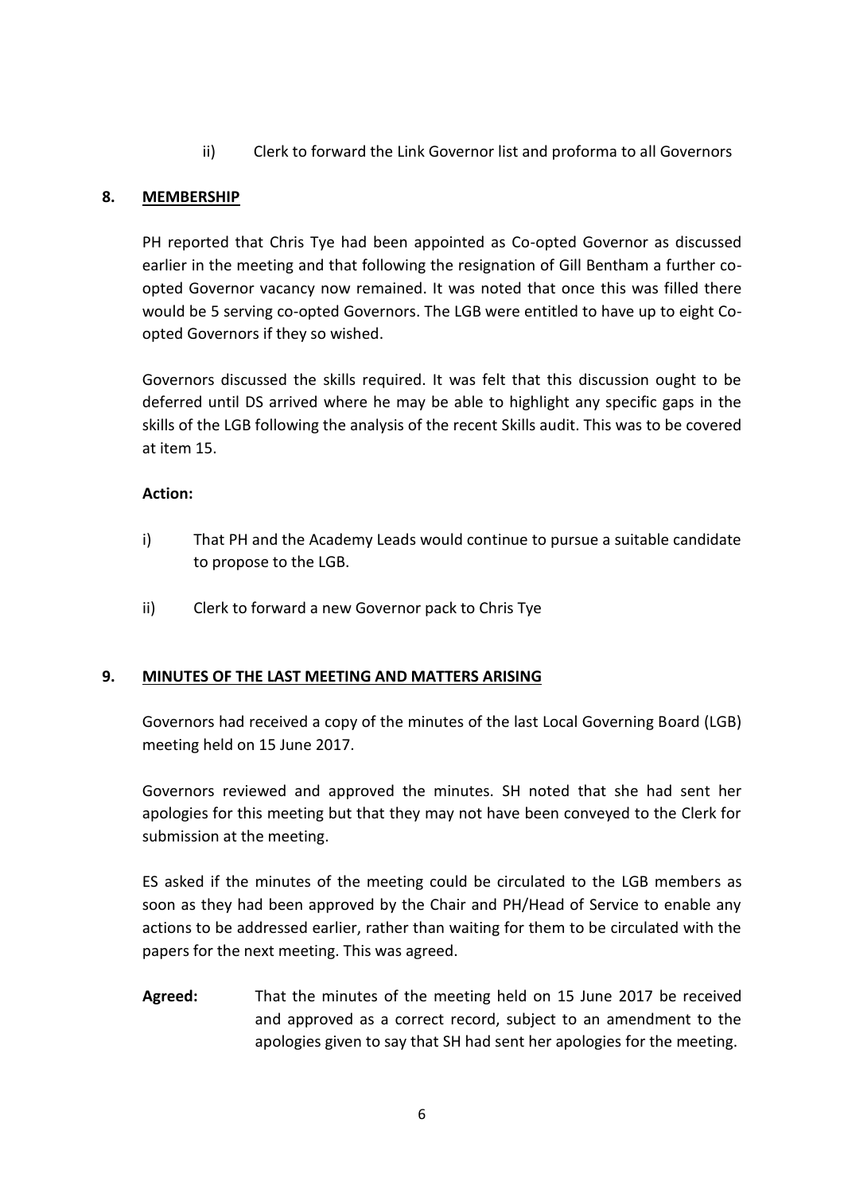ii) Clerk to forward the Link Governor list and proforma to all Governors

## 8. MEMBERSHIP

PH reported that Chris Tye had been appointed as Co-opted Governor as discussed earlier in the meeting and that following the resignation of Gill Bentham a further co-opted Governor vacancy now remained. It was noted that once this was filled there would be 5 serving co-opted Governors. The LGB were entitled to have up to eight Co-opted Governors if they so wished.

Governors discussed the skills required. It was felt that this discussion ought to be deferred until DS arrived where he may be able to highlight any specific gaps in the skills of the LGB following the analysis of the recent Skills audit. This was to be covered at item 15.

**Action:**

i) That PH and the Academy Leads would continue to pursue a suitable candidate to propose to the LGB.

ii) Clerk to forward a new Governor pack to Chris Tye

## 9. MINUTES OF THE LAST MEETING AND MATTERS ARISING

Governors had received a copy of the minutes of the last Local Governing Board (LGB) meeting held on 15 June 2017.

Governors reviewed and approved the minutes. SH noted that she had sent her apologies for this meeting but that they may not have been conveyed to the Clerk for submission at the meeting.

ES asked if the minutes of the meeting could be circulated to the LGB members as soon as they had been approved by the Chair and PH/Head of Service to enable any actions to be addressed earlier, rather than waiting for them to be circulated with the papers for the next meeting. This was agreed.

**Agreed:** That the minutes of the meeting held on 15 June 2017 be received and approved as a correct record, subject to an amendment to the apologies given to say that SH had sent her apologies for the meeting.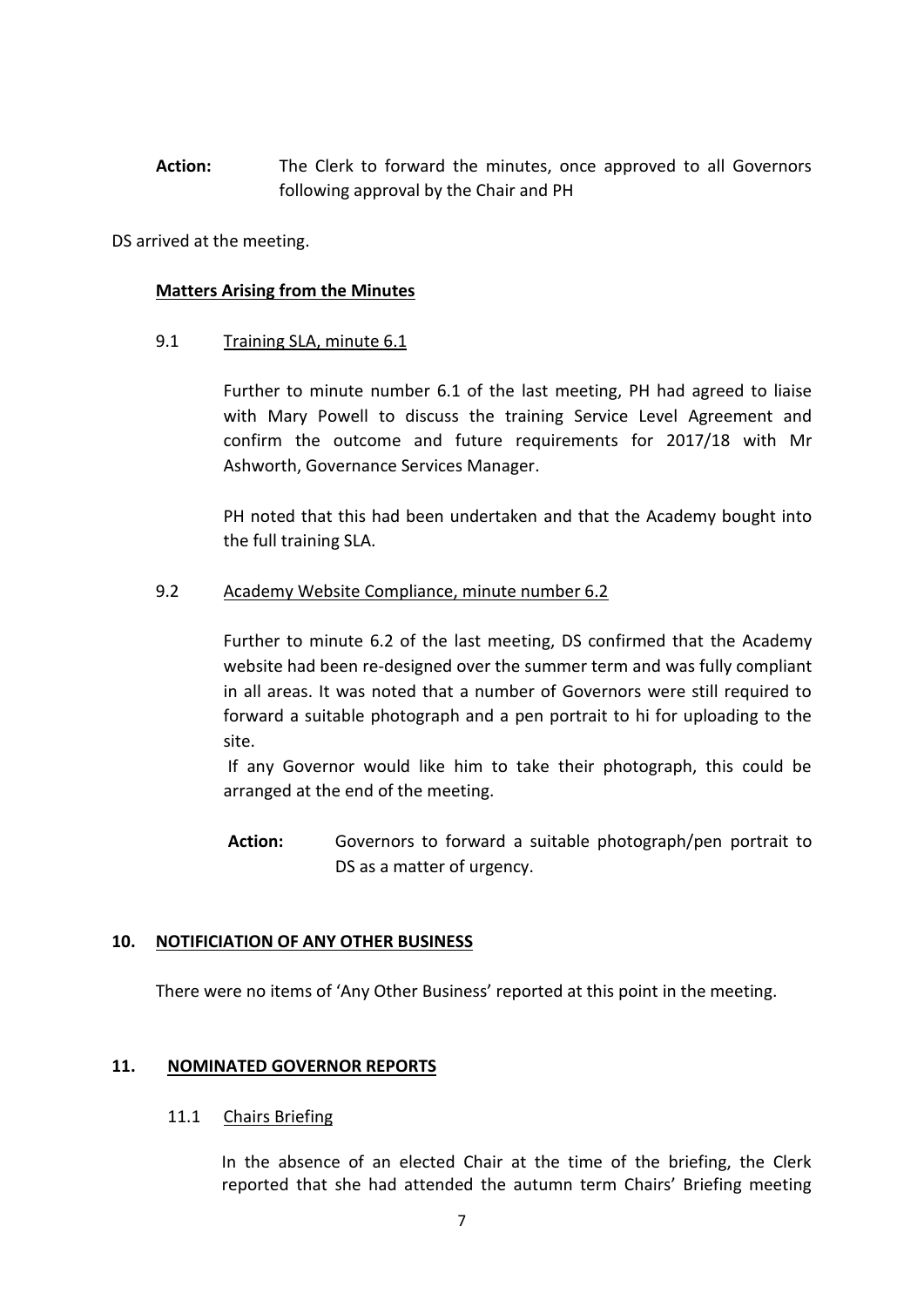**Action:** The Clerk to forward the minutes, once approved to all Governors following approval by the Chair and PH

DS arrived at the meeting.

**Matters Arising from the Minutes**

9.1 Training SLA, minute 6.1

Further to minute number 6.1 of the last meeting, PH had agreed to liaise with Mary Powell to discuss the training Service Level Agreement and confirm the outcome and future requirements for 2017/18 with Mr Ashworth, Governance Services Manager.

PH noted that this had been undertaken and that the Academy bought into the full training SLA.

9.2 Academy Website Compliance, minute number 6.2

Further to minute 6.2 of the last meeting, DS confirmed that the Academy website had been re-designed over the summer term and was fully compliant in all areas. It was noted that a number of Governors were still required to forward a suitable photograph and a pen portrait to hi for uploading to the site.

If any Governor would like him to take their photograph, this could be arranged at the end of the meeting.

**Action:** Governors to forward a suitable photograph/pen portrait to DS as a matter of urgency.

## 10. NOTIFICIATION OF ANY OTHER BUSINESS

There were no items of 'Any Other Business' reported at this point in the meeting.

## 11. NOMINATED GOVERNOR REPORTS

11.1 Chairs Briefing

In the absence of an elected Chair at the time of the briefing, the Clerk reported that she had attended the autumn term Chairs' Briefing meeting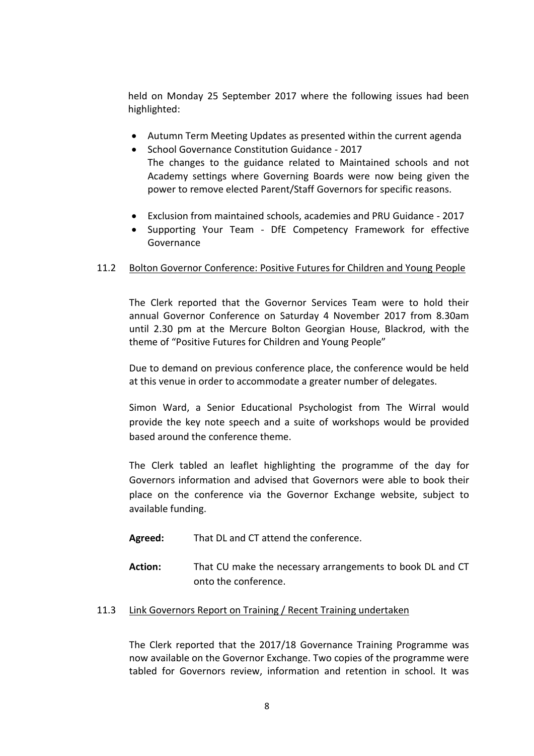held on Monday 25 September 2017 where the following issues had been highlighted:

- Autumn Term Meeting Updates as presented within the current agenda
- School Governance Constitution Guidance - 2017
  The changes to the guidance related to Maintained schools and not Academy settings where Governing Boards were now being given the power to remove elected Parent/Staff Governors for specific reasons.
- Exclusion from maintained schools, academies and PRU Guidance - 2017
- Supporting Your Team - DfE Competency Framework for effective Governance

11.2 <u>Bolton Governor Conference: Positive Futures for Children and Young People</u>

The Clerk reported that the Governor Services Team were to hold their annual Governor Conference on Saturday 4 November 2017 from 8.30am until 2.30 pm at the Mercure Bolton Georgian House, Blackrod, with the theme of "Positive Futures for Children and Young People"

Due to demand on previous conference place, the conference would be held at this venue in order to accommodate a greater number of delegates.

Simon Ward, a Senior Educational Psychologist from The Wirral would provide the key note speech and a suite of workshops would be provided based around the conference theme.

The Clerk tabled an leaflet highlighting the programme of the day for Governors information and advised that Governors were able to book their place on the conference via the Governor Exchange website, subject to available funding.

**Agreed:** That DL and CT attend the conference.

**Action:** That CU make the necessary arrangements to book DL and CT onto the conference.

11.3 <u>Link Governors Report on Training / Recent Training undertaken</u>

The Clerk reported that the 2017/18 Governance Training Programme was now available on the Governor Exchange. Two copies of the programme were tabled for Governors review, information and retention in school. It was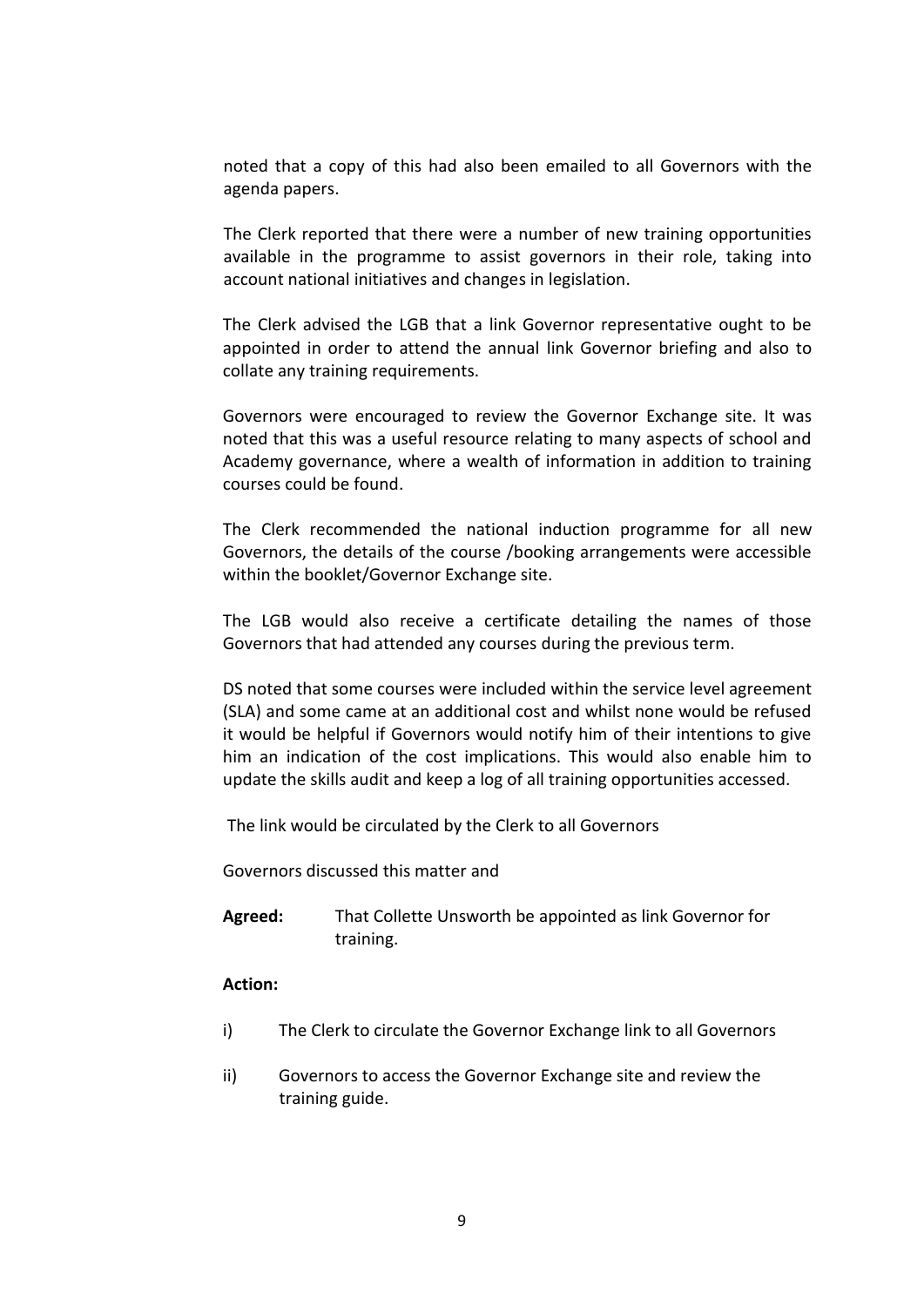noted that a copy of this had also been emailed to all Governors with the agenda papers.

The Clerk reported that there were a number of new training opportunities available in the programme to assist governors in their role, taking into account national initiatives and changes in legislation.

The Clerk advised the LGB that a link Governor representative ought to be appointed in order to attend the annual link Governor briefing and also to collate any training requirements.

Governors were encouraged to review the Governor Exchange site. It was noted that this was a useful resource relating to many aspects of school and Academy governance, where a wealth of information in addition to training courses could be found.

The Clerk recommended the national induction programme for all new Governors, the details of the course /booking arrangements were accessible within the booklet/Governor Exchange site.

The LGB would also receive a certificate detailing the names of those Governors that had attended any courses during the previous term.

DS noted that some courses were included within the service level agreement (SLA) and some came at an additional cost and whilst none would be refused it would be helpful if Governors would notify him of their intentions to give him an indication of the cost implications. This would also enable him to update the skills audit and keep a log of all training opportunities accessed.

The link would be circulated by the Clerk to all Governors

Governors discussed this matter and

**Agreed:** That Collette Unsworth be appointed as link Governor for training.

**Action:**

i) The Clerk to circulate the Governor Exchange link to all Governors

ii) Governors to access the Governor Exchange site and review the training guide.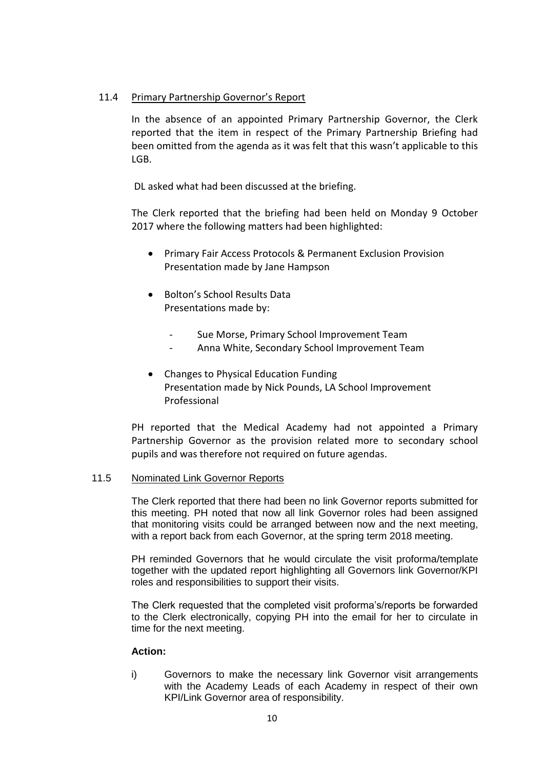### 11.4 Primary Partnership Governor's Report

In the absence of an appointed Primary Partnership Governor, the Clerk reported that the item in respect of the Primary Partnership Briefing had been omitted from the agenda as it was felt that this wasn't applicable to this LGB.

DL asked what had been discussed at the briefing.

The Clerk reported that the briefing had been held on Monday 9 October 2017 where the following matters had been highlighted:

- Primary Fair Access Protocols & Permanent Exclusion Provision
  Presentation made by Jane Hampson
- Bolton's School Results Data
  Presentations made by:
  - Sue Morse, Primary School Improvement Team
  - Anna White, Secondary School Improvement Team
- Changes to Physical Education Funding
  Presentation made by Nick Pounds, LA School Improvement Professional

PH reported that the Medical Academy had not appointed a Primary Partnership Governor as the provision related more to secondary school pupils and was therefore not required on future agendas.

### 11.5 Nominated Link Governor Reports

The Clerk reported that there had been no link Governor reports submitted for this meeting. PH noted that now all link Governor roles had been assigned that monitoring visits could be arranged between now and the next meeting, with a report back from each Governor, at the spring term 2018 meeting.

PH reminded Governors that he would circulate the visit proforma/template together with the updated report highlighting all Governors link Governor/KPI roles and responsibilities to support their visits.

The Clerk requested that the completed visit proforma's/reports be forwarded to the Clerk electronically, copying PH into the email for her to circulate in time for the next meeting.

**Action:**

i) Governors to make the necessary link Governor visit arrangements with the Academy Leads of each Academy in respect of their own KPI/Link Governor area of responsibility.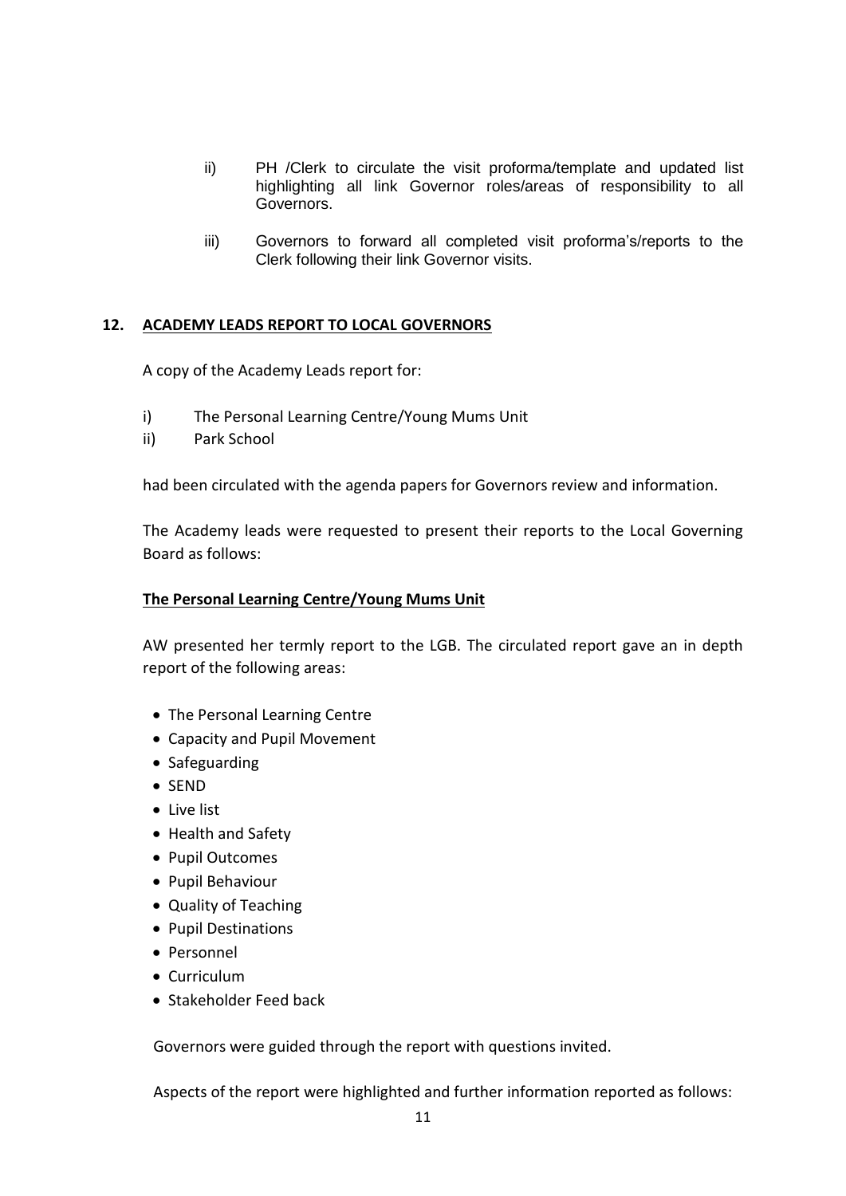ii) PH /Clerk to circulate the visit proforma/template and updated list highlighting all link Governor roles/areas of responsibility to all Governors.

iii) Governors to forward all completed visit proforma's/reports to the Clerk following their link Governor visits.

## 12. ACADEMY LEADS REPORT TO LOCAL GOVERNORS

A copy of the Academy Leads report for:

i) The Personal Learning Centre/Young Mums Unit
ii) Park School

had been circulated with the agenda papers for Governors review and information.

The Academy leads were requested to present their reports to the Local Governing Board as follows:

**The Personal Learning Centre/Young Mums Unit**

AW presented her termly report to the LGB. The circulated report gave an in depth report of the following areas:

- The Personal Learning Centre
- Capacity and Pupil Movement
- Safeguarding
- SEND
- Live list
- Health and Safety
- Pupil Outcomes
- Pupil Behaviour
- Quality of Teaching
- Pupil Destinations
- Personnel
- Curriculum
- Stakeholder Feed back

Governors were guided through the report with questions invited.

Aspects of the report were highlighted and further information reported as follows: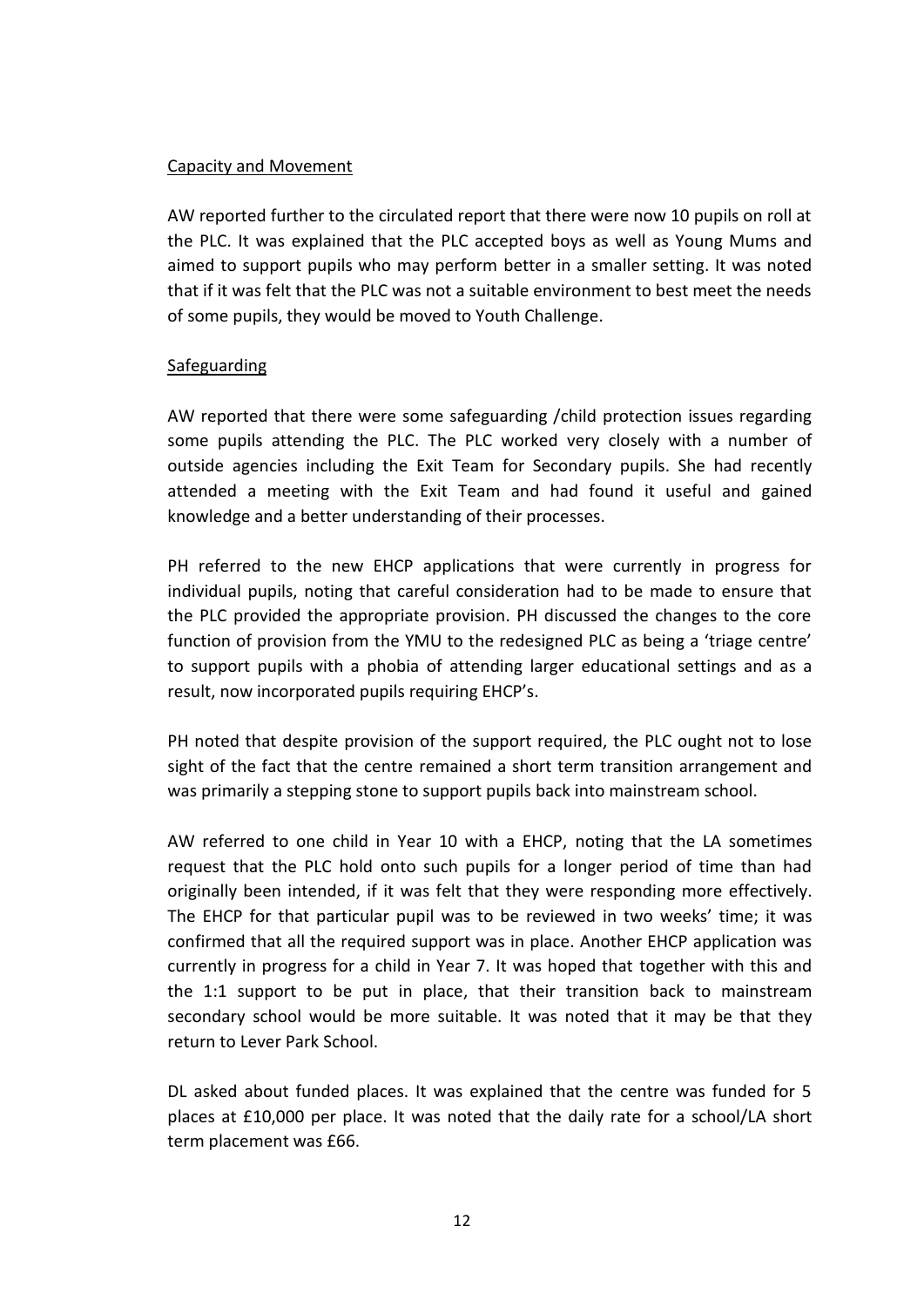Capacity and Movement

AW reported further to the circulated report that there were now 10 pupils on roll at the PLC. It was explained that the PLC accepted boys as well as Young Mums and aimed to support pupils who may perform better in a smaller setting. It was noted that if it was felt that the PLC was not a suitable environment to best meet the needs of some pupils, they would be moved to Youth Challenge.

Safeguarding

AW reported that there were some safeguarding /child protection issues regarding some pupils attending the PLC. The PLC worked very closely with a number of outside agencies including the Exit Team for Secondary pupils. She had recently attended a meeting with the Exit Team and had found it useful and gained knowledge and a better understanding of their processes.

PH referred to the new EHCP applications that were currently in progress for individual pupils, noting that careful consideration had to be made to ensure that the PLC provided the appropriate provision. PH discussed the changes to the core function of provision from the YMU to the redesigned PLC as being a 'triage centre' to support pupils with a phobia of attending larger educational settings and as a result, now incorporated pupils requiring EHCP's.

PH noted that despite provision of the support required, the PLC ought not to lose sight of the fact that the centre remained a short term transition arrangement and was primarily a stepping stone to support pupils back into mainstream school.

AW referred to one child in Year 10 with a EHCP, noting that the LA sometimes request that the PLC hold onto such pupils for a longer period of time than had originally been intended, if it was felt that they were responding more effectively. The EHCP for that particular pupil was to be reviewed in two weeks' time; it was confirmed that all the required support was in place. Another EHCP application was currently in progress for a child in Year 7. It was hoped that together with this and the 1:1 support to be put in place, that their transition back to mainstream secondary school would be more suitable. It was noted that it may be that they return to Lever Park School.

DL asked about funded places. It was explained that the centre was funded for 5 places at £10,000 per place. It was noted that the daily rate for a school/LA short term placement was £66.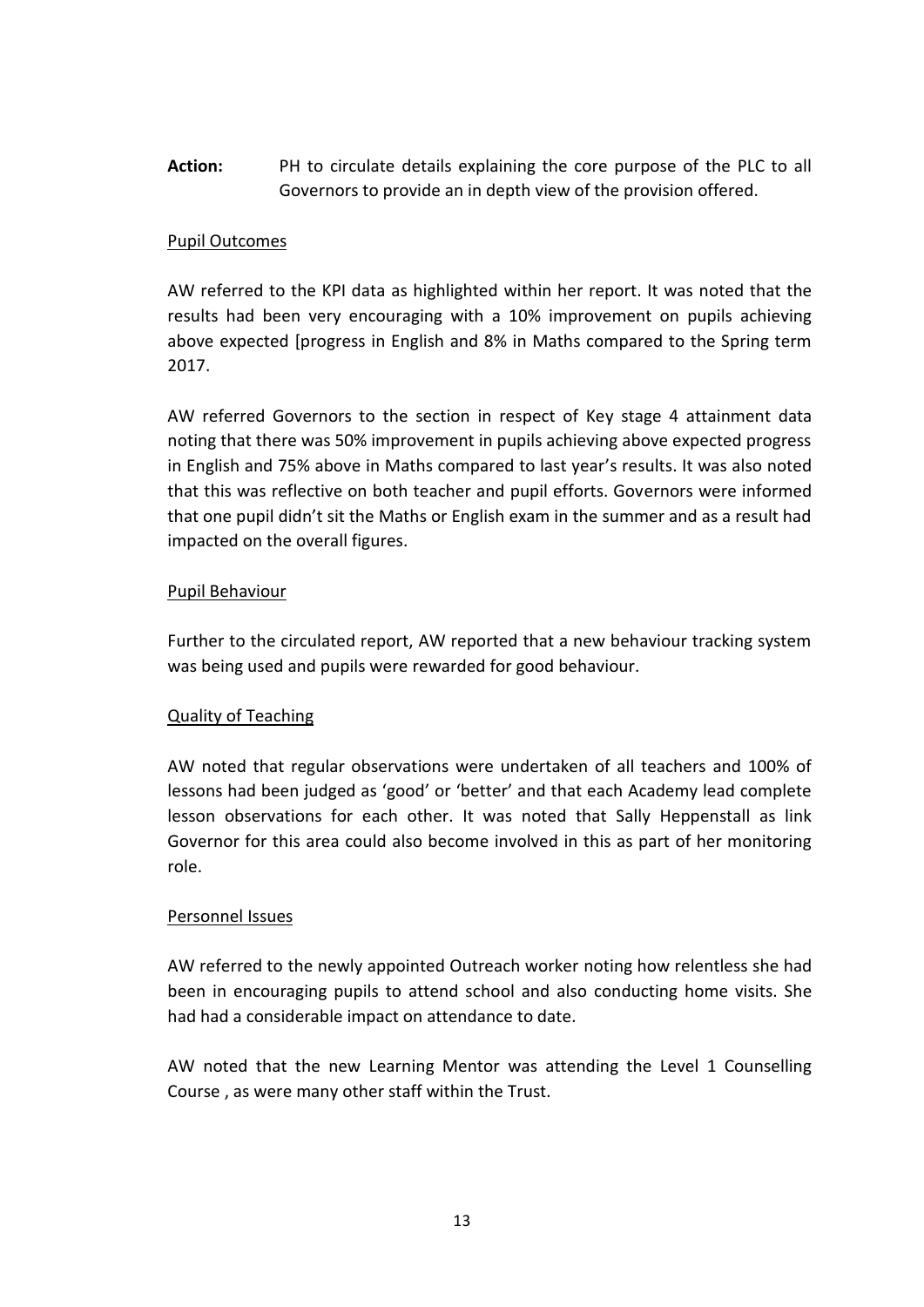**Action:** PH to circulate details explaining the core purpose of the PLC to all Governors to provide an in depth view of the provision offered.

<u>Pupil Outcomes</u>

AW referred to the KPI data as highlighted within her report. It was noted that the results had been very encouraging with a 10% improvement on pupils achieving above expected [progress in English and 8% in Maths compared to the Spring term 2017.

AW referred Governors to the section in respect of Key stage 4 attainment data noting that there was 50% improvement in pupils achieving above expected progress in English and 75% above in Maths compared to last year's results. It was also noted that this was reflective on both teacher and pupil efforts. Governors were informed that one pupil didn't sit the Maths or English exam in the summer and as a result had impacted on the overall figures.

<u>Pupil Behaviour</u>

Further to the circulated report, AW reported that a new behaviour tracking system was being used and pupils were rewarded for good behaviour.

<u>Quality of Teaching</u>

AW noted that regular observations were undertaken of all teachers and 100% of lessons had been judged as 'good' or 'better' and that each Academy lead complete lesson observations for each other. It was noted that Sally Heppenstall as link Governor for this area could also become involved in this as part of her monitoring role.

<u>Personnel Issues</u>

AW referred to the newly appointed Outreach worker noting how relentless she had been in encouraging pupils to attend school and also conducting home visits. She had had a considerable impact on attendance to date.

AW noted that the new Learning Mentor was attending the Level 1 Counselling Course , as were many other staff within the Trust.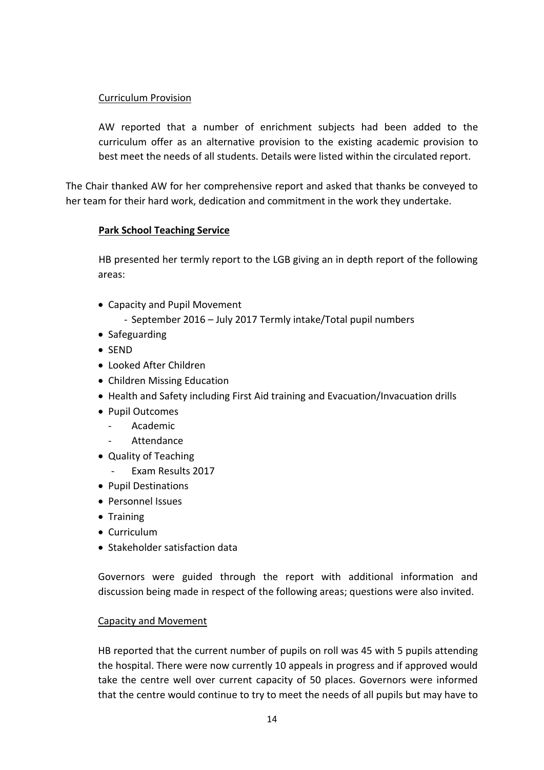Curriculum Provision

AW reported that a number of enrichment subjects had been added to the curriculum offer as an alternative provision to the existing academic provision to best meet the needs of all students. Details were listed within the circulated report.

The Chair thanked AW for her comprehensive report and asked that thanks be conveyed to her team for their hard work, dedication and commitment in the work they undertake.

**Park School Teaching Service**

HB presented her termly report to the LGB giving an in depth report of the following areas:

- Capacity and Pupil Movement
  - September 2016 – July 2017 Termly intake/Total pupil numbers
- Safeguarding
- SEND
- Looked After Children
- Children Missing Education
- Health and Safety including First Aid training and Evacuation/Invacuation drills
- Pupil Outcomes
  - Academic
  - Attendance
- Quality of Teaching
  - Exam Results 2017
- Pupil Destinations
- Personnel Issues
- Training
- Curriculum
- Stakeholder satisfaction data

Governors were guided through the report with additional information and discussion being made in respect of the following areas; questions were also invited.

Capacity and Movement

HB reported that the current number of pupils on roll was 45 with 5 pupils attending the hospital. There were now currently 10 appeals in progress and if approved would take the centre well over current capacity of 50 places. Governors were informed that the centre would continue to try to meet the needs of all pupils but may have to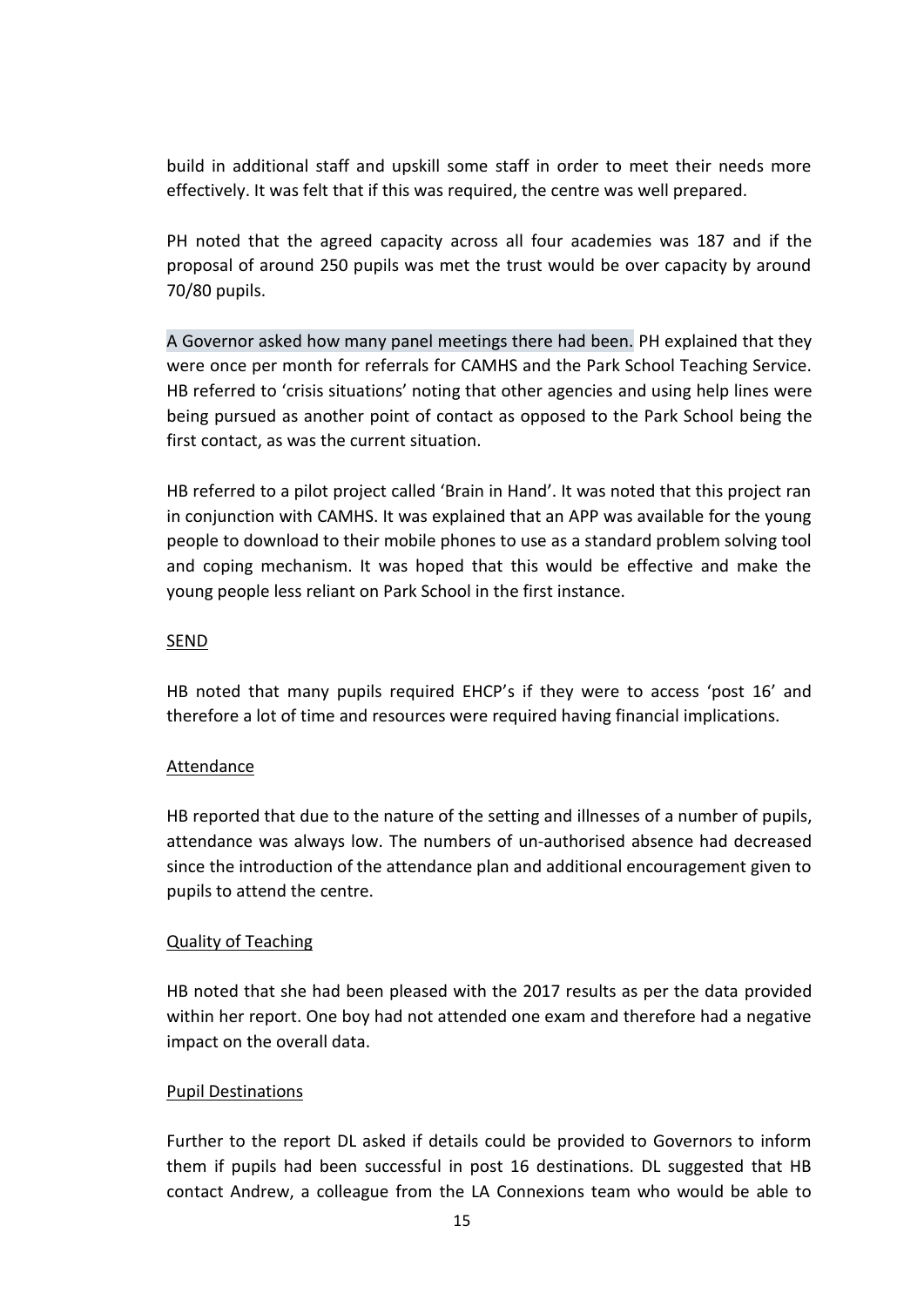build in additional staff and upskill some staff in order to meet their needs more effectively. It was felt that if this was required, the centre was well prepared.

PH noted that the agreed capacity across all four academies was 187 and if the proposal of around 250 pupils was met the trust would be over capacity by around 70/80 pupils.

A Governor asked how many panel meetings there had been. PH explained that they were once per month for referrals for CAMHS and the Park School Teaching Service. HB referred to 'crisis situations' noting that other agencies and using help lines were being pursued as another point of contact as opposed to the Park School being the first contact, as was the current situation.

HB referred to a pilot project called 'Brain in Hand'. It was noted that this project ran in conjunction with CAMHS. It was explained that an APP was available for the young people to download to their mobile phones to use as a standard problem solving tool and coping mechanism. It was hoped that this would be effective and make the young people less reliant on Park School in the first instance.

SEND

HB noted that many pupils required EHCP's if they were to access 'post 16' and therefore a lot of time and resources were required having financial implications.

Attendance

HB reported that due to the nature of the setting and illnesses of a number of pupils, attendance was always low. The numbers of un-authorised absence had decreased since the introduction of the attendance plan and additional encouragement given to pupils to attend the centre.

Quality of Teaching

HB noted that she had been pleased with the 2017 results as per the data provided within her report. One boy had not attended one exam and therefore had a negative impact on the overall data.

Pupil Destinations

Further to the report DL asked if details could be provided to Governors to inform them if pupils had been successful in post 16 destinations. DL suggested that HB contact Andrew, a colleague from the LA Connexions team who would be able to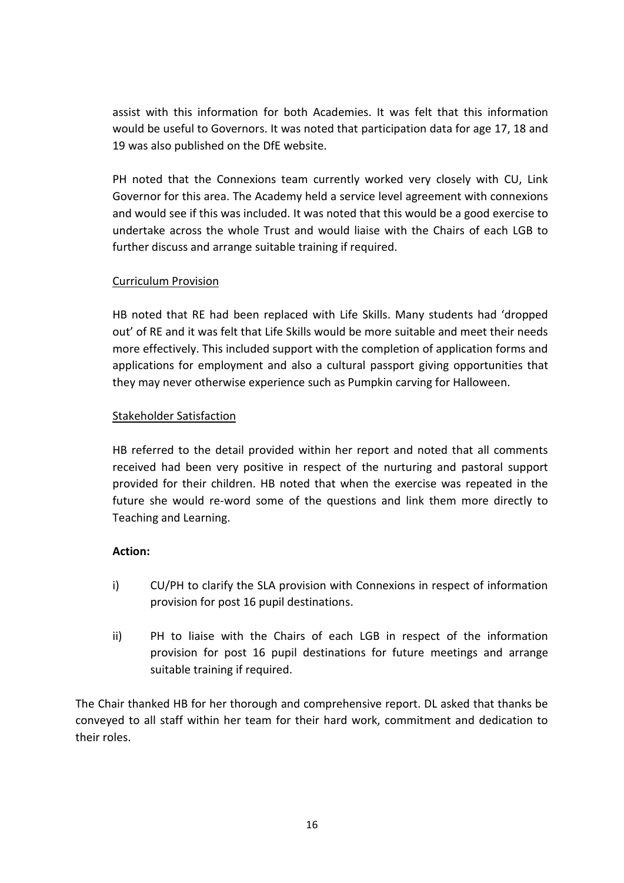assist with this information for both Academies. It was felt that this information would be useful to Governors. It was noted that participation data for age 17, 18 and 19 was also published on the DfE website.

PH noted that the Connexions team currently worked very closely with CU, Link Governor for this area. The Academy held a service level agreement with connexions and would see if this was included. It was noted that this would be a good exercise to undertake across the whole Trust and would liaise with the Chairs of each LGB to further discuss and arrange suitable training if required.

<u>Curriculum Provision</u>

HB noted that RE had been replaced with Life Skills. Many students had 'dropped out' of RE and it was felt that Life Skills would be more suitable and meet their needs more effectively. This included support with the completion of application forms and applications for employment and also a cultural passport giving opportunities that they may never otherwise experience such as Pumpkin carving for Halloween.

<u>Stakeholder Satisfaction</u>

HB referred to the detail provided within her report and noted that all comments received had been very positive in respect of the nurturing and pastoral support provided for their children. HB noted that when the exercise was repeated in the future she would re-word some of the questions and link them more directly to Teaching and Learning.

**Action:**

i) CU/PH to clarify the SLA provision with Connexions in respect of information provision for post 16 pupil destinations.

ii) PH to liaise with the Chairs of each LGB in respect of the information provision for post 16 pupil destinations for future meetings and arrange suitable training if required.

The Chair thanked HB for her thorough and comprehensive report. DL asked that thanks be conveyed to all staff within her team for their hard work, commitment and dedication to their roles.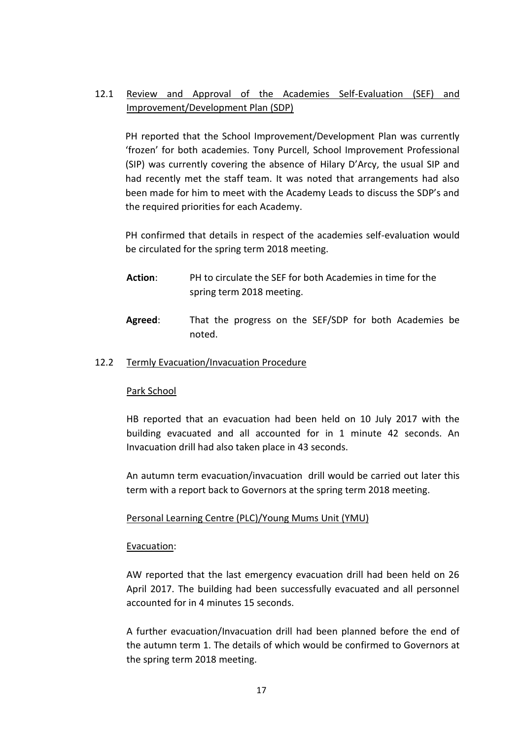12.1 Review and Approval of the Academies Self-Evaluation (SEF) and Improvement/Development Plan (SDP)

PH reported that the School Improvement/Development Plan was currently 'frozen' for both academies. Tony Purcell, School Improvement Professional (SIP) was currently covering the absence of Hilary D'Arcy, the usual SIP and had recently met the staff team. It was noted that arrangements had also been made for him to meet with the Academy Leads to discuss the SDP's and the required priorities for each Academy.

PH confirmed that details in respect of the academies self-evaluation would be circulated for the spring term 2018 meeting.

**Action**: PH to circulate the SEF for both Academies in time for the spring term 2018 meeting.

**Agreed**: That the progress on the SEF/SDP for both Academies be noted.

12.2 Termly Evacuation/Invacuation Procedure

Park School

HB reported that an evacuation had been held on 10 July 2017 with the building evacuated and all accounted for in 1 minute 42 seconds. An Invacuation drill had also taken place in 43 seconds.

An autumn term evacuation/invacuation drill would be carried out later this term with a report back to Governors at the spring term 2018 meeting.

Personal Learning Centre (PLC)/Young Mums Unit (YMU)

Evacuation:

AW reported that the last emergency evacuation drill had been held on 26 April 2017. The building had been successfully evacuated and all personnel accounted for in 4 minutes 15 seconds.

A further evacuation/Invacuation drill had been planned before the end of the autumn term 1. The details of which would be confirmed to Governors at the spring term 2018 meeting.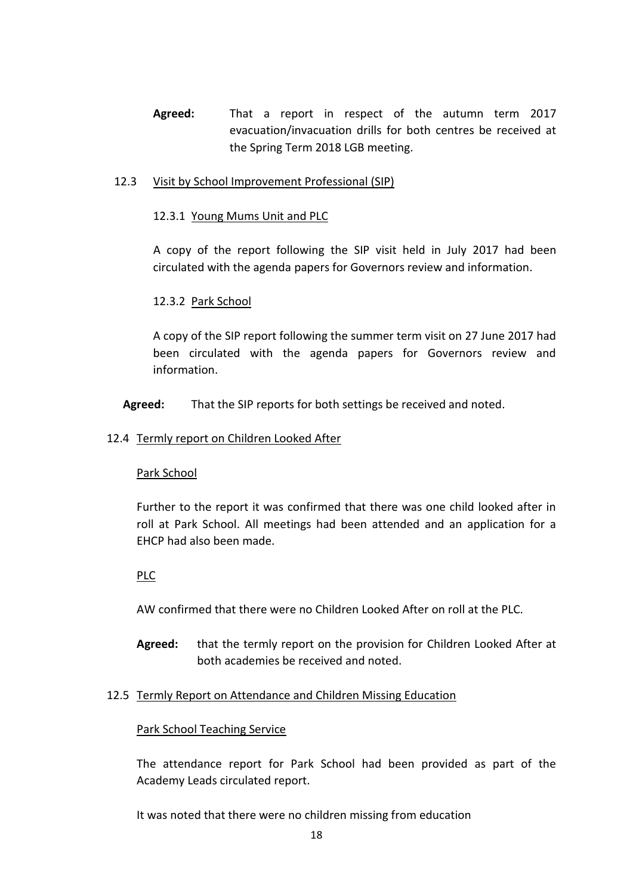**Agreed:** That a report in respect of the autumn term 2017 evacuation/invacuation drills for both centres be received at the Spring Term 2018 LGB meeting.

12.3 <u>Visit by School Improvement Professional (SIP)</u>

12.3.1 <u>Young Mums Unit and PLC</u>

A copy of the report following the SIP visit held in July 2017 had been circulated with the agenda papers for Governors review and information.

12.3.2 <u>Park School</u>

A copy of the SIP report following the summer term visit on 27 June 2017 had been circulated with the agenda papers for Governors review and information.

**Agreed:** That the SIP reports for both settings be received and noted.

12.4 <u>Termly report on Children Looked After</u>

<u>Park School</u>

Further to the report it was confirmed that there was one child looked after in roll at Park School. All meetings had been attended and an application for a EHCP had also been made.

<u>PLC</u>

AW confirmed that there were no Children Looked After on roll at the PLC.

**Agreed:** that the termly report on the provision for Children Looked After at both academies be received and noted.

12.5 <u>Termly Report on Attendance and Children Missing Education</u>

<u>Park School Teaching Service</u>

The attendance report for Park School had been provided as part of the Academy Leads circulated report.

It was noted that there were no children missing from education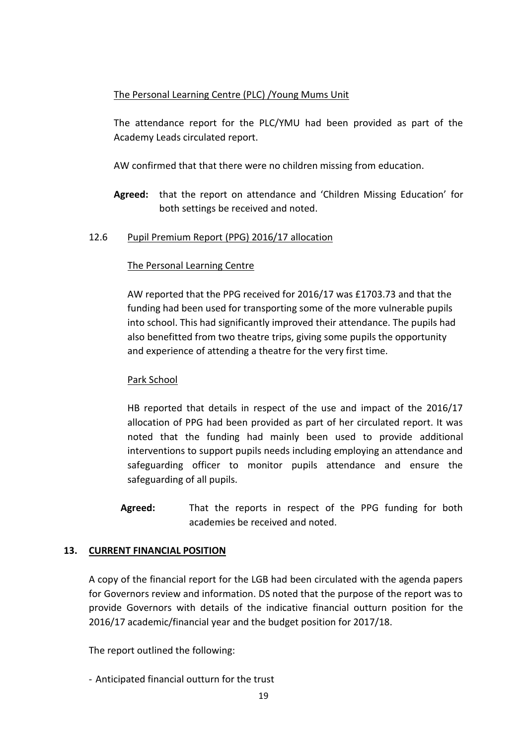The Personal Learning Centre (PLC) /Young Mums Unit

The attendance report for the PLC/YMU had been provided as part of the Academy Leads circulated report.

AW confirmed that that there were no children missing from education.

**Agreed:** that the report on attendance and 'Children Missing Education' for both settings be received and noted.

12.6 Pupil Premium Report (PPG) 2016/17 allocation

The Personal Learning Centre

AW reported that the PPG received for 2016/17 was £1703.73 and that the funding had been used for transporting some of the more vulnerable pupils into school. This had significantly improved their attendance. The pupils had also benefitted from two theatre trips, giving some pupils the opportunity and experience of attending a theatre for the very first time.

Park School

HB reported that details in respect of the use and impact of the 2016/17 allocation of PPG had been provided as part of her circulated report. It was noted that the funding had mainly been used to provide additional interventions to support pupils needs including employing an attendance and safeguarding officer to monitor pupils attendance and ensure the safeguarding of all pupils.

**Agreed:** That the reports in respect of the PPG funding for both academies be received and noted.

## 13. CURRENT FINANCIAL POSITION

A copy of the financial report for the LGB had been circulated with the agenda papers for Governors review and information. DS noted that the purpose of the report was to provide Governors with details of the indicative financial outturn position for the 2016/17 academic/financial year and the budget position for 2017/18.

The report outlined the following:

- Anticipated financial outturn for the trust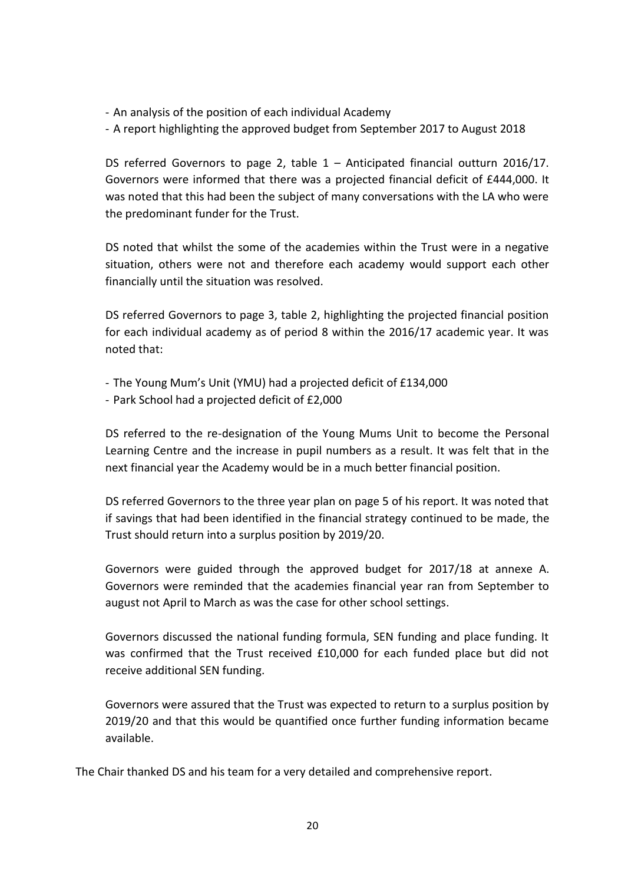- An analysis of the position of each individual Academy
- A report highlighting the approved budget from September 2017 to August 2018

DS referred Governors to page 2, table 1 – Anticipated financial outturn 2016/17. Governors were informed that there was a projected financial deficit of £444,000. It was noted that this had been the subject of many conversations with the LA who were the predominant funder for the Trust.

DS noted that whilst the some of the academies within the Trust were in a negative situation, others were not and therefore each academy would support each other financially until the situation was resolved.

DS referred Governors to page 3, table 2, highlighting the projected financial position for each individual academy as of period 8 within the 2016/17 academic year. It was noted that:

- The Young Mum's Unit (YMU) had a projected deficit of £134,000
- Park School had a projected deficit of £2,000

DS referred to the re-designation of the Young Mums Unit to become the Personal Learning Centre and the increase in pupil numbers as a result. It was felt that in the next financial year the Academy would be in a much better financial position.

DS referred Governors to the three year plan on page 5 of his report. It was noted that if savings that had been identified in the financial strategy continued to be made, the Trust should return into a surplus position by 2019/20.

Governors were guided through the approved budget for 2017/18 at annexe A. Governors were reminded that the academies financial year ran from September to august not April to March as was the case for other school settings.

Governors discussed the national funding formula, SEN funding and place funding. It was confirmed that the Trust received £10,000 for each funded place but did not receive additional SEN funding.

Governors were assured that the Trust was expected to return to a surplus position by 2019/20 and that this would be quantified once further funding information became available.

The Chair thanked DS and his team for a very detailed and comprehensive report.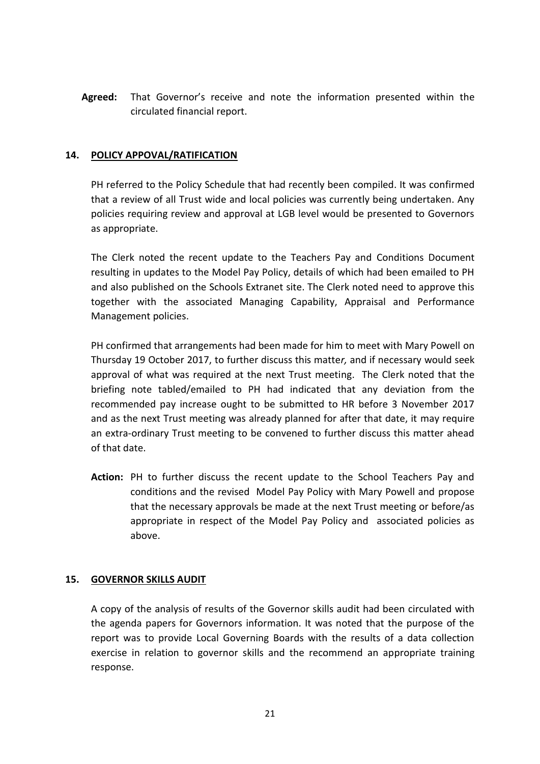**Agreed:** That Governor's receive and note the information presented within the circulated financial report.

## 14. POLICY APPOVAL/RATIFICATION

PH referred to the Policy Schedule that had recently been compiled. It was confirmed that a review of all Trust wide and local policies was currently being undertaken. Any policies requiring review and approval at LGB level would be presented to Governors as appropriate.

The Clerk noted the recent update to the Teachers Pay and Conditions Document resulting in updates to the Model Pay Policy, details of which had been emailed to PH and also published on the Schools Extranet site. The Clerk noted need to approve this together with the associated Managing Capability, Appraisal and Performance Management policies.

PH confirmed that arrangements had been made for him to meet with Mary Powell on Thursday 19 October 2017, to further discuss this matte*r,* and if necessary would seek approval of what was required at the next Trust meeting. The Clerk noted that the briefing note tabled/emailed to PH had indicated that any deviation from the recommended pay increase ought to be submitted to HR before 3 November 2017 and as the next Trust meeting was already planned for after that date, it may require an extra-ordinary Trust meeting to be convened to further discuss this matter ahead of that date.

**Action:** PH to further discuss the recent update to the School Teachers Pay and conditions and the revised Model Pay Policy with Mary Powell and propose that the necessary approvals be made at the next Trust meeting or before/as appropriate in respect of the Model Pay Policy and associated policies as above.

## 15. GOVERNOR SKILLS AUDIT

A copy of the analysis of results of the Governor skills audit had been circulated with the agenda papers for Governors information. It was noted that the purpose of the report was to provide Local Governing Boards with the results of a data collection exercise in relation to governor skills and the recommend an appropriate training response.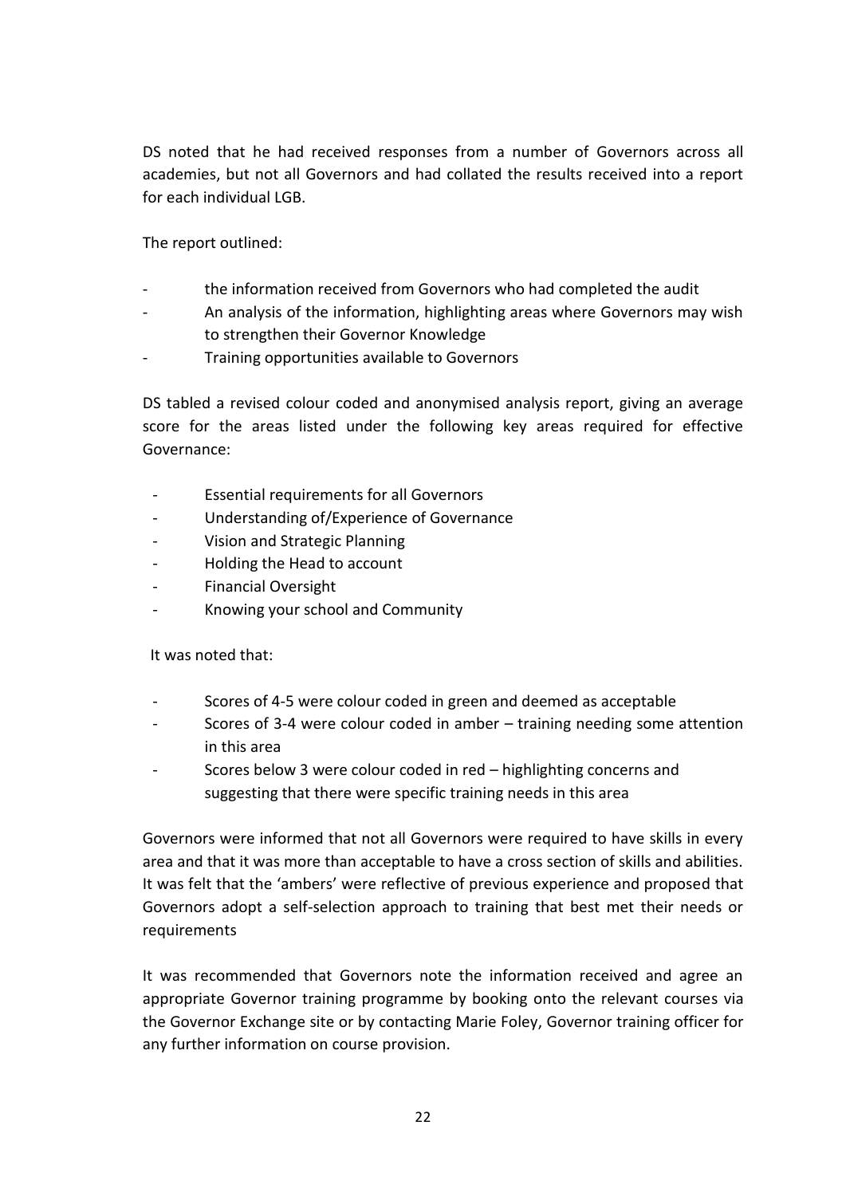DS noted that he had received responses from a number of Governors across all academies, but not all Governors and had collated the results received into a report for each individual LGB.

The report outlined:

- the information received from Governors who had completed the audit
- An analysis of the information, highlighting areas where Governors may wish to strengthen their Governor Knowledge
- Training opportunities available to Governors

DS tabled a revised colour coded and anonymised analysis report, giving an average score for the areas listed under the following key areas required for effective Governance:

- Essential requirements for all Governors
- Understanding of/Experience of Governance
- Vision and Strategic Planning
- Holding the Head to account
- Financial Oversight
- Knowing your school and Community

It was noted that:

- Scores of 4-5 were colour coded in green and deemed as acceptable
- Scores of 3-4 were colour coded in amber – training needing some attention in this area
- Scores below 3 were colour coded in red – highlighting concerns and suggesting that there were specific training needs in this area

Governors were informed that not all Governors were required to have skills in every area and that it was more than acceptable to have a cross section of skills and abilities. It was felt that the 'ambers' were reflective of previous experience and proposed that Governors adopt a self-selection approach to training that best met their needs or requirements

It was recommended that Governors note the information received and agree an appropriate Governor training programme by booking onto the relevant courses via the Governor Exchange site or by contacting Marie Foley, Governor training officer for any further information on course provision.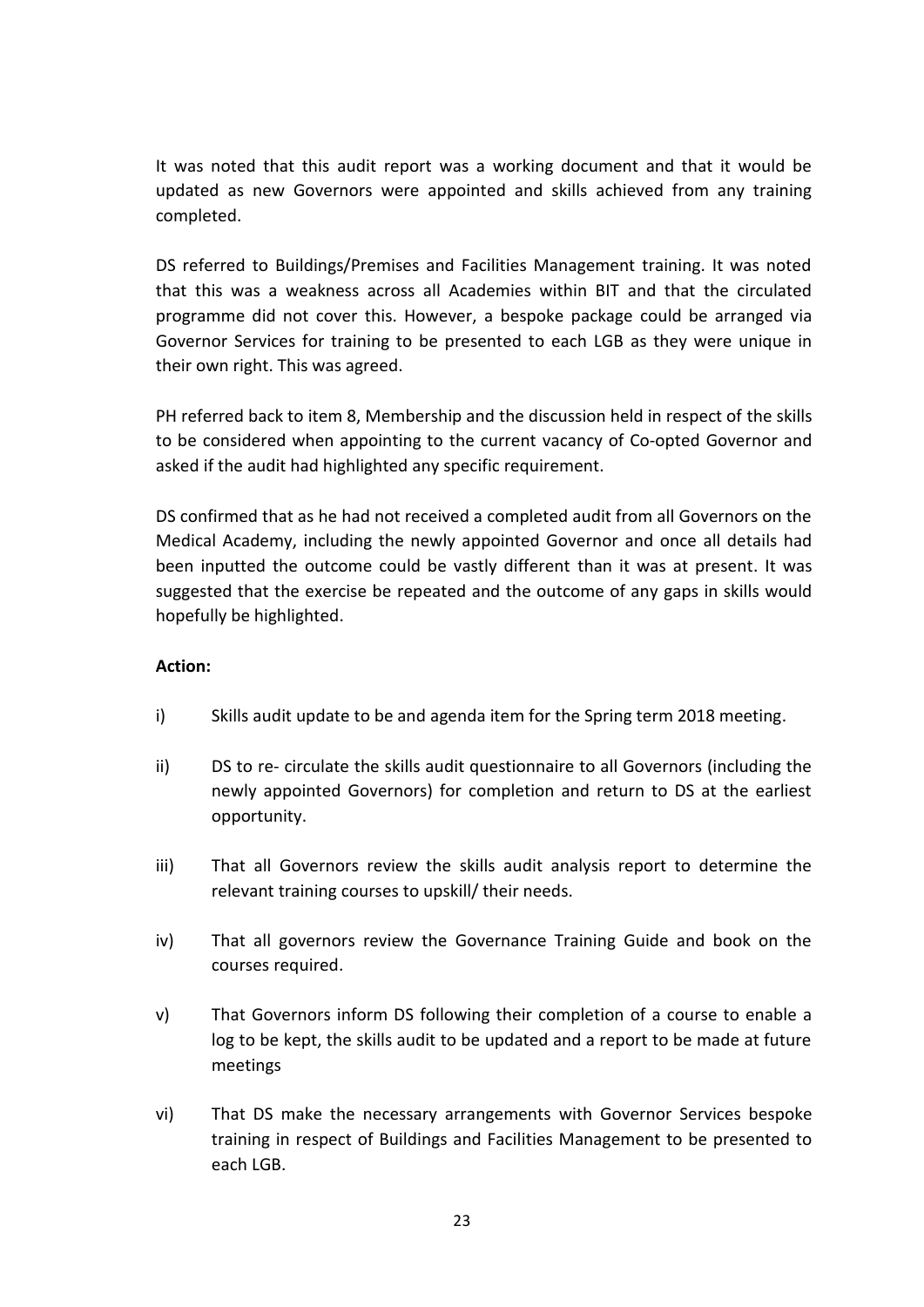It was noted that this audit report was a working document and that it would be updated as new Governors were appointed and skills achieved from any training completed.

DS referred to Buildings/Premises and Facilities Management training. It was noted that this was a weakness across all Academies within BIT and that the circulated programme did not cover this. However, a bespoke package could be arranged via Governor Services for training to be presented to each LGB as they were unique in their own right. This was agreed.

PH referred back to item 8, Membership and the discussion held in respect of the skills to be considered when appointing to the current vacancy of Co-opted Governor and asked if the audit had highlighted any specific requirement.

DS confirmed that as he had not received a completed audit from all Governors on the Medical Academy, including the newly appointed Governor and once all details had been inputted the outcome could be vastly different than it was at present. It was suggested that the exercise be repeated and the outcome of any gaps in skills would hopefully be highlighted.

**Action:**

i) Skills audit update to be and agenda item for the Spring term 2018 meeting.

ii) DS to re- circulate the skills audit questionnaire to all Governors (including the newly appointed Governors) for completion and return to DS at the earliest opportunity.

iii) That all Governors review the skills audit analysis report to determine the relevant training courses to upskill/ their needs.

iv) That all governors review the Governance Training Guide and book on the courses required.

v) That Governors inform DS following their completion of a course to enable a log to be kept, the skills audit to be updated and a report to be made at future meetings

vi) That DS make the necessary arrangements with Governor Services bespoke training in respect of Buildings and Facilities Management to be presented to each LGB.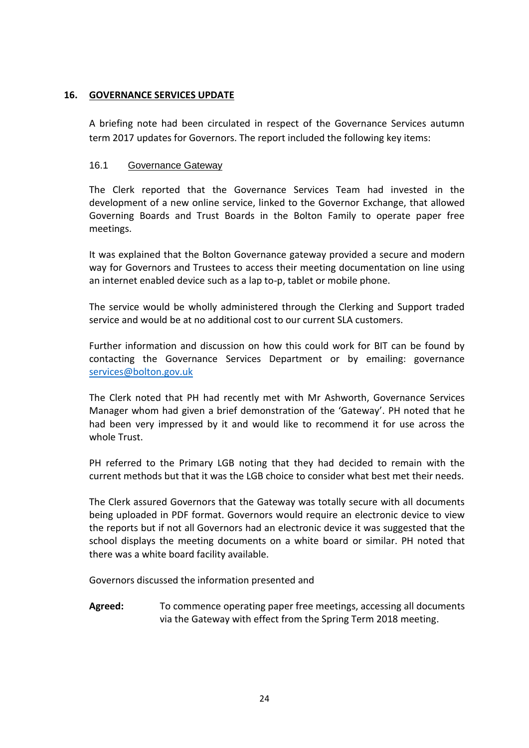## 16. GOVERNANCE SERVICES UPDATE

A briefing note had been circulated in respect of the Governance Services autumn term 2017 updates for Governors. The report included the following key items:

### 16.1 Governance Gateway

The Clerk reported that the Governance Services Team had invested in the development of a new online service, linked to the Governor Exchange, that allowed Governing Boards and Trust Boards in the Bolton Family to operate paper free meetings.

It was explained that the Bolton Governance gateway provided a secure and modern way for Governors and Trustees to access their meeting documentation on line using an internet enabled device such as a lap to-p, tablet or mobile phone.

The service would be wholly administered through the Clerking and Support traded service and would be at no additional cost to our current SLA customers.

Further information and discussion on how this could work for BIT can be found by contacting the Governance Services Department or by emailing: governance services@bolton.gov.uk

The Clerk noted that PH had recently met with Mr Ashworth, Governance Services Manager whom had given a brief demonstration of the 'Gateway'. PH noted that he had been very impressed by it and would like to recommend it for use across the whole Trust.

PH referred to the Primary LGB noting that they had decided to remain with the current methods but that it was the LGB choice to consider what best met their needs.

The Clerk assured Governors that the Gateway was totally secure with all documents being uploaded in PDF format. Governors would require an electronic device to view the reports but if not all Governors had an electronic device it was suggested that the school displays the meeting documents on a white board or similar. PH noted that there was a white board facility available.

Governors discussed the information presented and

**Agreed:** To commence operating paper free meetings, accessing all documents via the Gateway with effect from the Spring Term 2018 meeting.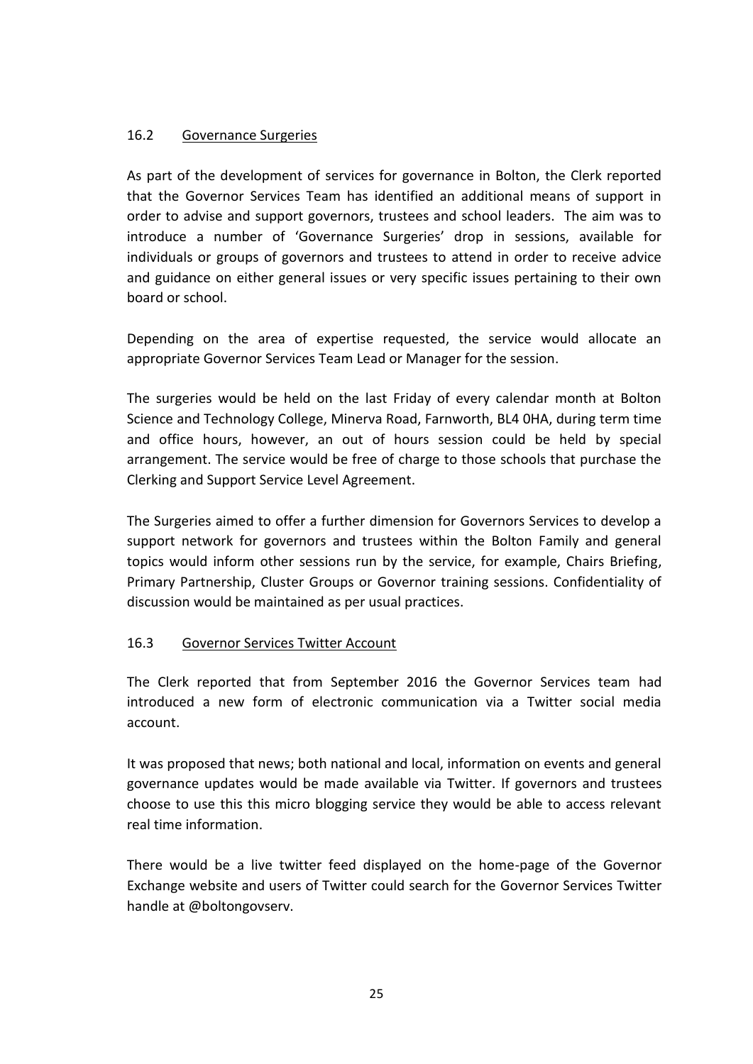### 16.2 Governance Surgeries

As part of the development of services for governance in Bolton, the Clerk reported that the Governor Services Team has identified an additional means of support in order to advise and support governors, trustees and school leaders. The aim was to introduce a number of 'Governance Surgeries' drop in sessions, available for individuals or groups of governors and trustees to attend in order to receive advice and guidance on either general issues or very specific issues pertaining to their own board or school.

Depending on the area of expertise requested, the service would allocate an appropriate Governor Services Team Lead or Manager for the session.

The surgeries would be held on the last Friday of every calendar month at Bolton Science and Technology College, Minerva Road, Farnworth, BL4 0HA, during term time and office hours, however, an out of hours session could be held by special arrangement. The service would be free of charge to those schools that purchase the Clerking and Support Service Level Agreement.

The Surgeries aimed to offer a further dimension for Governors Services to develop a support network for governors and trustees within the Bolton Family and general topics would inform other sessions run by the service, for example, Chairs Briefing, Primary Partnership, Cluster Groups or Governor training sessions. Confidentiality of discussion would be maintained as per usual practices.

### 16.3 Governor Services Twitter Account

The Clerk reported that from September 2016 the Governor Services team had introduced a new form of electronic communication via a Twitter social media account.

It was proposed that news; both national and local, information on events and general governance updates would be made available via Twitter. If governors and trustees choose to use this this micro blogging service they would be able to access relevant real time information.

There would be a live twitter feed displayed on the home-page of the Governor Exchange website and users of Twitter could search for the Governor Services Twitter handle at @boltongovserv.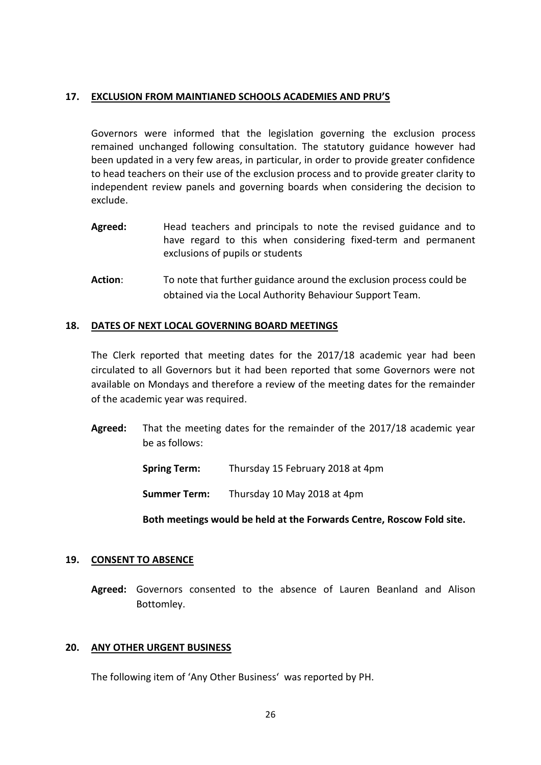## 17. EXCLUSION FROM MAINTIANED SCHOOLS ACADEMIES AND PRU'S

Governors were informed that the legislation governing the exclusion process remained unchanged following consultation. The statutory guidance however had been updated in a very few areas, in particular, in order to provide greater confidence to head teachers on their use of the exclusion process and to provide greater clarity to independent review panels and governing boards when considering the decision to exclude.

**Agreed:** Head teachers and principals to note the revised guidance and to have regard to this when considering fixed-term and permanent exclusions of pupils or students

**Action**: To note that further guidance around the exclusion process could be obtained via the Local Authority Behaviour Support Team.

## 18. DATES OF NEXT LOCAL GOVERNING BOARD MEETINGS

The Clerk reported that meeting dates for the 2017/18 academic year had been circulated to all Governors but it had been reported that some Governors were not available on Mondays and therefore a review of the meeting dates for the remainder of the academic year was required.

**Agreed:** That the meeting dates for the remainder of the 2017/18 academic year be as follows:

**Spring Term:** Thursday 15 February 2018 at 4pm

**Summer Term:** Thursday 10 May 2018 at 4pm

**Both meetings would be held at the Forwards Centre, Roscow Fold site.**

## 19. CONSENT TO ABSENCE

**Agreed:** Governors consented to the absence of Lauren Beanland and Alison Bottomley.

## 20. ANY OTHER URGENT BUSINESS

The following item of 'Any Other Business' was reported by PH.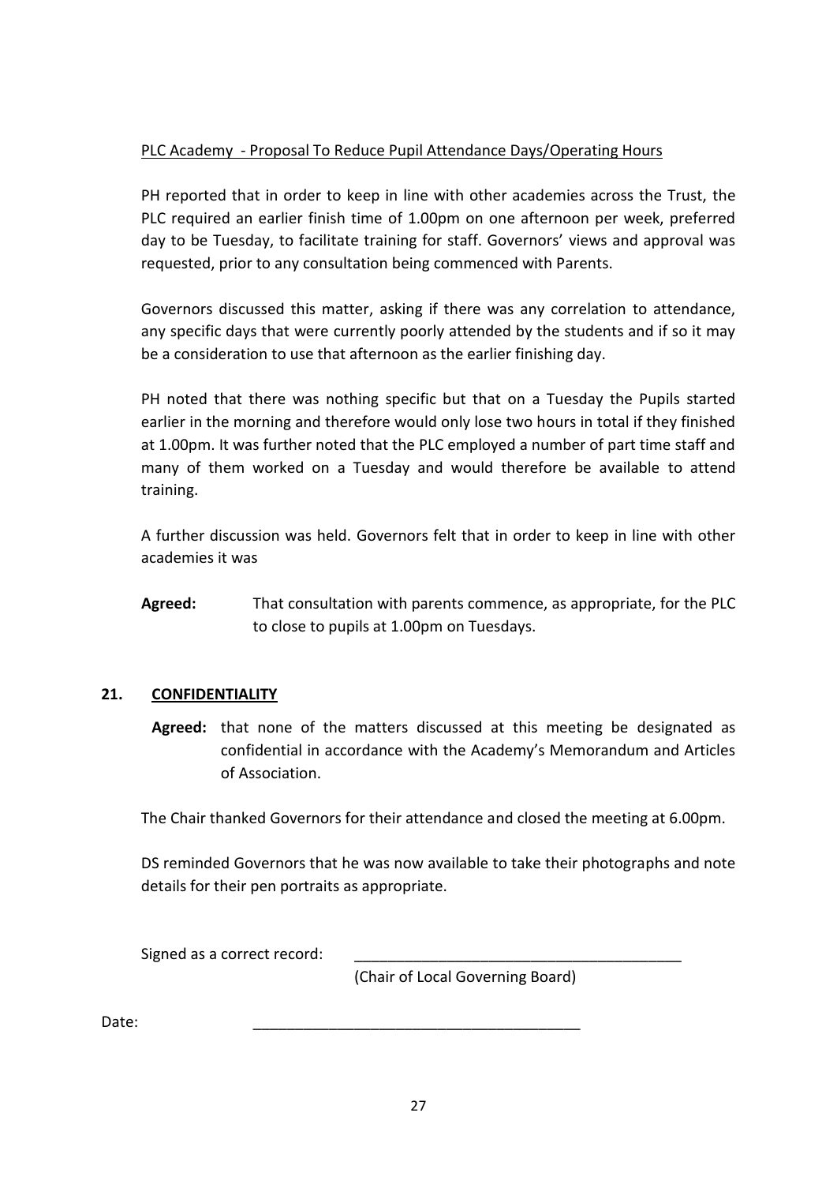<u>PLC Academy - Proposal To Reduce Pupil Attendance Days/Operating Hours</u>

PH reported that in order to keep in line with other academies across the Trust, the PLC required an earlier finish time of 1.00pm on one afternoon per week, preferred day to be Tuesday, to facilitate training for staff. Governors' views and approval was requested, prior to any consultation being commenced with Parents.

Governors discussed this matter, asking if there was any correlation to attendance, any specific days that were currently poorly attended by the students and if so it may be a consideration to use that afternoon as the earlier finishing day.

PH noted that there was nothing specific but that on a Tuesday the Pupils started earlier in the morning and therefore would only lose two hours in total if they finished at 1.00pm. It was further noted that the PLC employed a number of part time staff and many of them worked on a Tuesday and would therefore be available to attend training.

A further discussion was held. Governors felt that in order to keep in line with other academies it was

**Agreed:** That consultation with parents commence, as appropriate, for the PLC to close to pupils at 1.00pm on Tuesdays.

## 21. CONFIDENTIALITY

**Agreed:** that none of the matters discussed at this meeting be designated as confidential in accordance with the Academy's Memorandum and Articles of Association.

The Chair thanked Governors for their attendance and closed the meeting at 6.00pm.

DS reminded Governors that he was now available to take their photographs and note details for their pen portraits as appropriate.

Signed as a correct record: ________________________________________

(Chair of Local Governing Board)

Date: ________________________________________